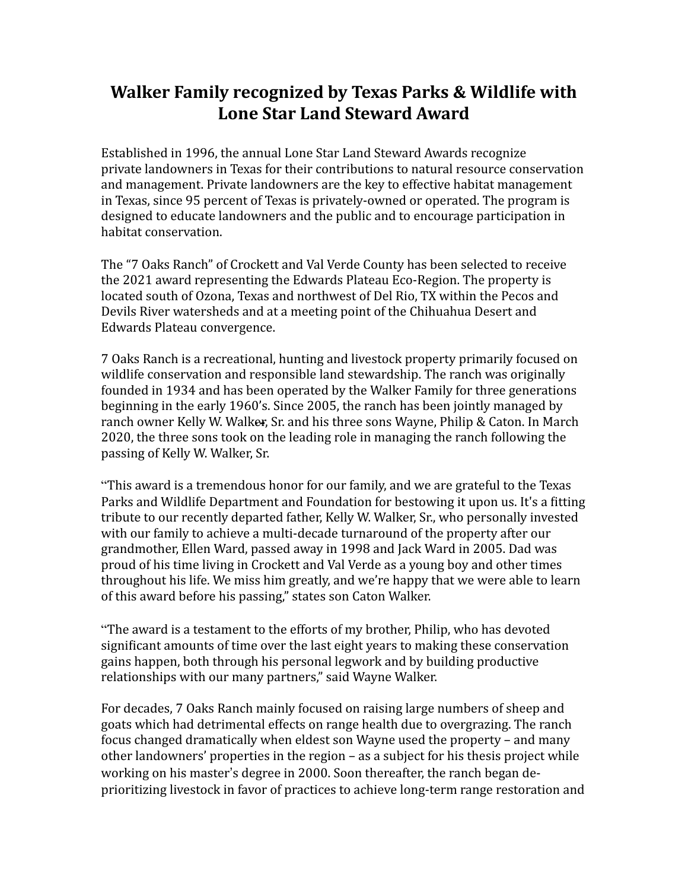# Walker Family recognized by Texas Parks & Wildlife with Lone Star Land Steward Award

Established in 1996, the annual Lone Star Land Steward Awards recognize private landowners in Texas for their contributions to natural resource conservation and management. Private landowners are the key to effective habitat management in Texas, since 95 percent of Texas is privately-owned or operated. The program is designed to educate landowners and the public and to encourage participation in habitat conservation.

The “7 Oaks Ranch” of Crockett and Val Verde County has been selected to receive the 2021 award representing the Edwards Plateau Eco-Region. The property is located south of Ozona, Texas and northwest of Del Rio, TX within the Pecos and Devils River watersheds and at a meeting point of the Chihuahua Desert and Edwards Plateau convergence.

7 Oaks Ranch is a recreational, hunting and livestock property primarily focused on wildlife conservation and responsible land stewardship. The ranch was originally founded in 1934 and has been operated by the Walker Family for three generations beginning in the early 1960’s. Since 2005, the ranch has been jointly managed by ranch owner Kelly W. Walker, Sr. and his three sons Wayne, Philip & Caton. In March 2020, the three sons took on the leading role in managing the ranch following the passing of Kelly W. Walker, Sr.

“This award is a tremendous honor for our family, and we are grateful to the Texas Parks and Wildlife Department and Foundation for bestowing it upon us. It's a fitting tribute to our recently departed father, Kelly W. Walker, Sr., who personally invested with our family to achieve a multi-decade turnaround of the property after our grandmother, Ellen Ward, passed away in 1998 and Jack Ward in 2005. Dad was proud of his time living in Crockett and Val Verde as a young boy and other times throughout his life. We miss him greatly, and we’re happy that we were able to learn of this award before his passing,” states son Caton Walker.

“The award is a testament to the efforts of my brother, Philip, who has devoted significant amounts of time over the last eight years to making these conservation gains happen, both through his personal legwork and by building productive relationships with our many partners,” said Wayne Walker.

For decades, 7 Oaks Ranch mainly focused on raising large numbers of sheep and goats which had detrimental effects on range health due to overgrazing. The ranch focus changed dramatically when eldest son Wayne used the property – and many other landowners’ properties in the region – as a subject for his thesis project while working on his master’s degree in 2000. Soon thereafter, the ranch began de-prioritizing livestock in favor of practices to achieve long-term range restoration and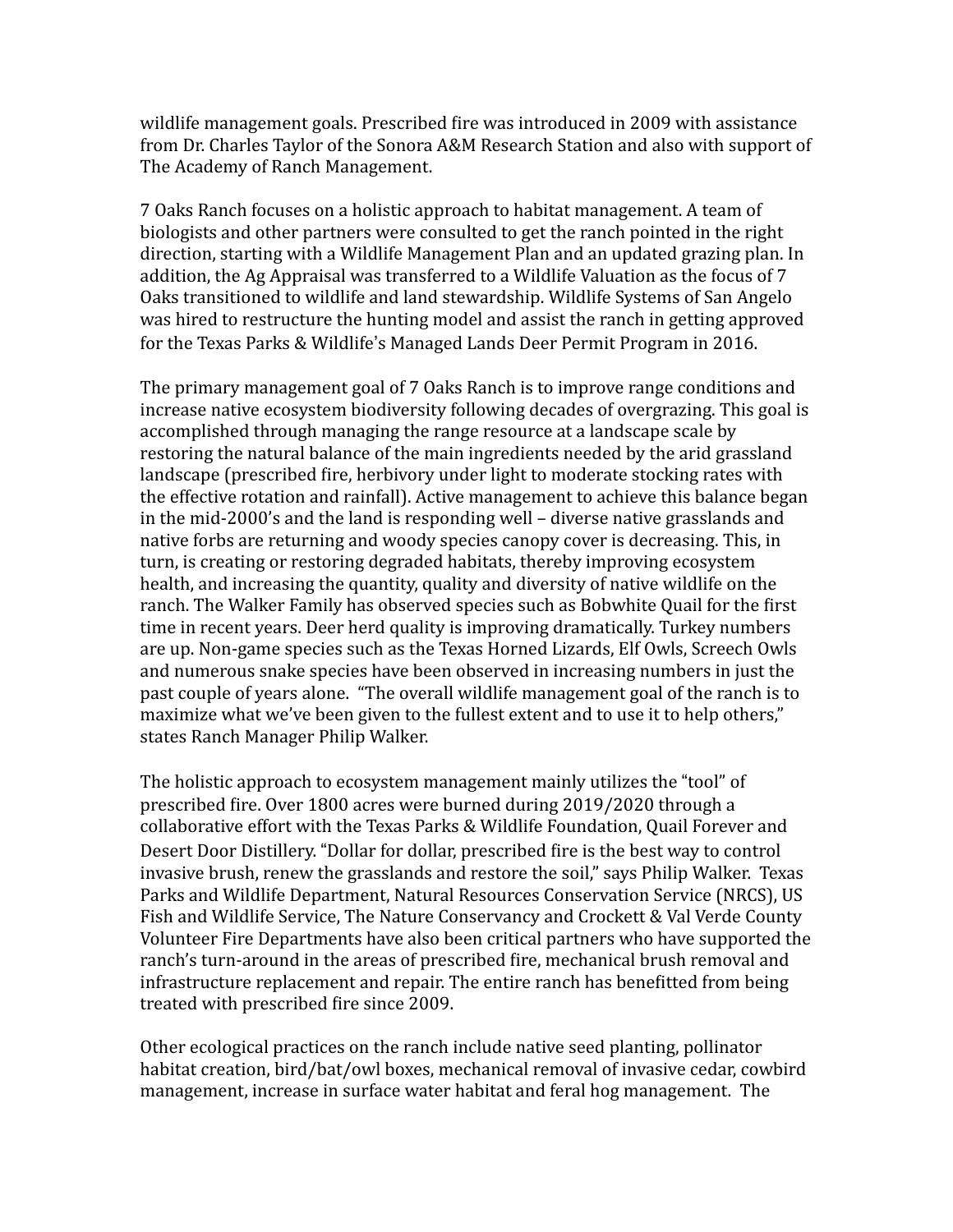wildlife management goals. Prescribed fire was introduced in 2009 with assistance from Dr. Charles Taylor of the Sonora A&M Research Station and also with support of The Academy of Ranch Management.

7 Oaks Ranch focuses on a holistic approach to habitat management. A team of biologists and other partners were consulted to get the ranch pointed in the right direction, starting with a Wildlife Management Plan and an updated grazing plan. In addition, the Ag Appraisal was transferred to a Wildlife Valuation as the focus of 7 Oaks transitioned to wildlife and land stewardship. Wildlife Systems of San Angelo was hired to restructure the hunting model and assist the ranch in getting approved for the Texas Parks & Wildlife's Managed Lands Deer Permit Program in 2016.

The primary management goal of 7 Oaks Ranch is to improve range conditions and increase native ecosystem biodiversity following decades of overgrazing. This goal is accomplished through managing the range resource at a landscape scale by restoring the natural balance of the main ingredients needed by the arid grassland landscape (prescribed fire, herbivory under light to moderate stocking rates with the effective rotation and rainfall). Active management to achieve this balance began in the mid-2000's and the land is responding well – diverse native grasslands and native forbs are returning and woody species canopy cover is decreasing. This, in turn, is creating or restoring degraded habitats, thereby improving ecosystem health, and increasing the quantity, quality and diversity of native wildlife on the ranch. The Walker Family has observed species such as Bobwhite Quail for the first time in recent years. Deer herd quality is improving dramatically. Turkey numbers are up. Non-game species such as the Texas Horned Lizards, Elf Owls, Screech Owls and numerous snake species have been observed in increasing numbers in just the past couple of years alone. "The overall wildlife management goal of the ranch is to maximize what we've been given to the fullest extent and to use it to help others," states Ranch Manager Philip Walker.

The holistic approach to ecosystem management mainly utilizes the "tool" of prescribed fire. Over 1800 acres were burned during 2019/2020 through a collaborative effort with the Texas Parks & Wildlife Foundation, Quail Forever and Desert Door Distillery. "Dollar for dollar, prescribed fire is the best way to control invasive brush, renew the grasslands and restore the soil," says Philip Walker. Texas Parks and Wildlife Department, Natural Resources Conservation Service (NRCS), US Fish and Wildlife Service, The Nature Conservancy and Crockett & Val Verde County Volunteer Fire Departments have also been critical partners who have supported the ranch's turn-around in the areas of prescribed fire, mechanical brush removal and infrastructure replacement and repair. The entire ranch has benefitted from being treated with prescribed fire since 2009.

Other ecological practices on the ranch include native seed planting, pollinator habitat creation, bird/bat/owl boxes, mechanical removal of invasive cedar, cowbird management, increase in surface water habitat and feral hog management. The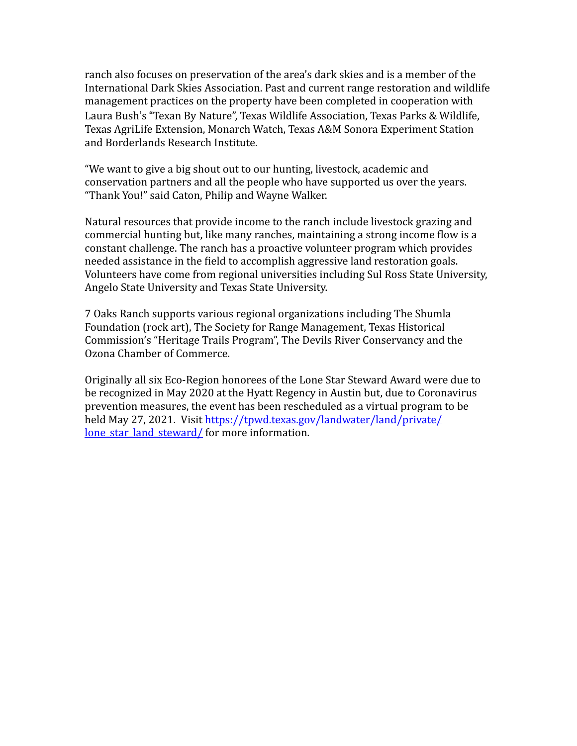ranch also focuses on preservation of the area's dark skies and is a member of the International Dark Skies Association. Past and current range restoration and wildlife management practices on the property have been completed in cooperation with Laura Bush's "Texan By Nature", Texas Wildlife Association, Texas Parks & Wildlife, Texas AgriLife Extension, Monarch Watch, Texas A&M Sonora Experiment Station and Borderlands Research Institute.

"We want to give a big shout out to our hunting, livestock, academic and conservation partners and all the people who have supported us over the years. "Thank You!" said Caton, Philip and Wayne Walker.

Natural resources that provide income to the ranch include livestock grazing and commercial hunting but, like many ranches, maintaining a strong income flow is a constant challenge. The ranch has a proactive volunteer program which provides needed assistance in the field to accomplish aggressive land restoration goals. Volunteers have come from regional universities including Sul Ross State University, Angelo State University and Texas State University.

7 Oaks Ranch supports various regional organizations including The Shumla Foundation (rock art), The Society for Range Management, Texas Historical Commission's "Heritage Trails Program", The Devils River Conservancy and the Ozona Chamber of Commerce.

Originally all six Eco-Region honorees of the Lone Star Steward Award were due to be recognized in May 2020 at the Hyatt Regency in Austin but, due to Coronavirus prevention measures, the event has been rescheduled as a virtual program to be held May 27, 2021. Visit [https://tpwd.texas.gov/landwater/land/private/lone_star_land_steward/](https://tpwd.texas.gov/landwater/land/private/lone_star_land_steward/) for more information.